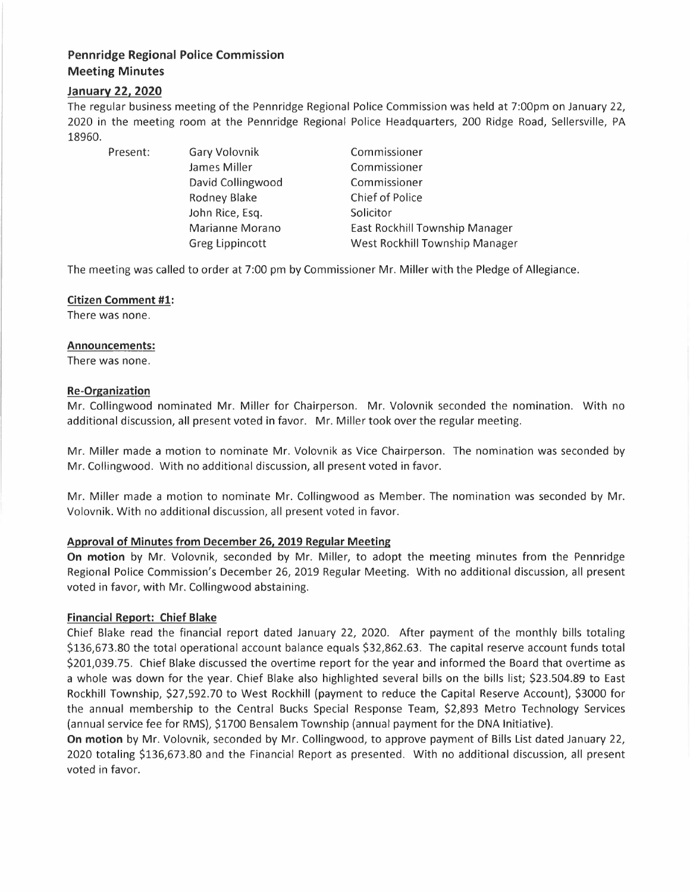# Pennridge Regional Police Commission
# Meeting Minutes

## January 22, 2020

The regular business meeting of the Pennridge Regional Police Commission was held at 7:00pm on January 22, 2020 in the meeting room at the Pennridge Regional Police Headquarters, 200 Ridge Road, Sellersville, PA 18960.

| | | |
|---|---|---|
| Present: | Gary Volovnik | Commissioner |
| | James Miller | Commissioner |
| | David Collingwood | Commissioner |
| | Rodney Blake | Chief of Police |
| | John Rice, Esq. | Solicitor |
| | Marianne Morano | East Rockhill Township Manager |
| | Greg Lippincott | West Rockhill Township Manager |

The meeting was called to order at 7:00 pm by Commissioner Mr. Miller with the Pledge of Allegiance.

### Citizen Comment #1:

There was none.

### Announcements:

There was none.

### Re-Organization

Mr. Collingwood nominated Mr. Miller for Chairperson. Mr. Volovnik seconded the nomination. With no additional discussion, all present voted in favor. Mr. Miller took over the regular meeting.

Mr. Miller made a motion to nominate Mr. Volovnik as Vice Chairperson. The nomination was seconded by Mr. Collingwood. With no additional discussion, all present voted in favor.

Mr. Miller made a motion to nominate Mr. Collingwood as Member. The nomination was seconded by Mr. Volovnik. With no additional discussion, all present voted in favor.

### Approval of Minutes from December 26, 2019 Regular Meeting

**On motion** by Mr. Volovnik, seconded by Mr. Miller, to adopt the meeting minutes from the Pennridge Regional Police Commission's December 26, 2019 Regular Meeting. With no additional discussion, all present voted in favor, with Mr. Collingwood abstaining.

### Financial Report: Chief Blake

Chief Blake read the financial report dated January 22, 2020. After payment of the monthly bills totaling $136,673.80 the total operational account balance equals $32,862.63. The capital reserve account funds total $201,039.75. Chief Blake discussed the overtime report for the year and informed the Board that overtime as a whole was down for the year. Chief Blake also highlighted several bills on the bills list; $23.504.89 to East Rockhill Township, $27,592.70 to West Rockhill (payment to reduce the Capital Reserve Account), $3000 for the annual membership to the Central Bucks Special Response Team, $2,893 Metro Technology Services (annual service fee for RMS), $1700 Bensalem Township (annual payment for the DNA Initiative).

**On motion** by Mr. Volovnik, seconded by Mr. Collingwood, to approve payment of Bills List dated January 22, 2020 totaling $136,673.80 and the Financial Report as presented. With no additional discussion, all present voted in favor.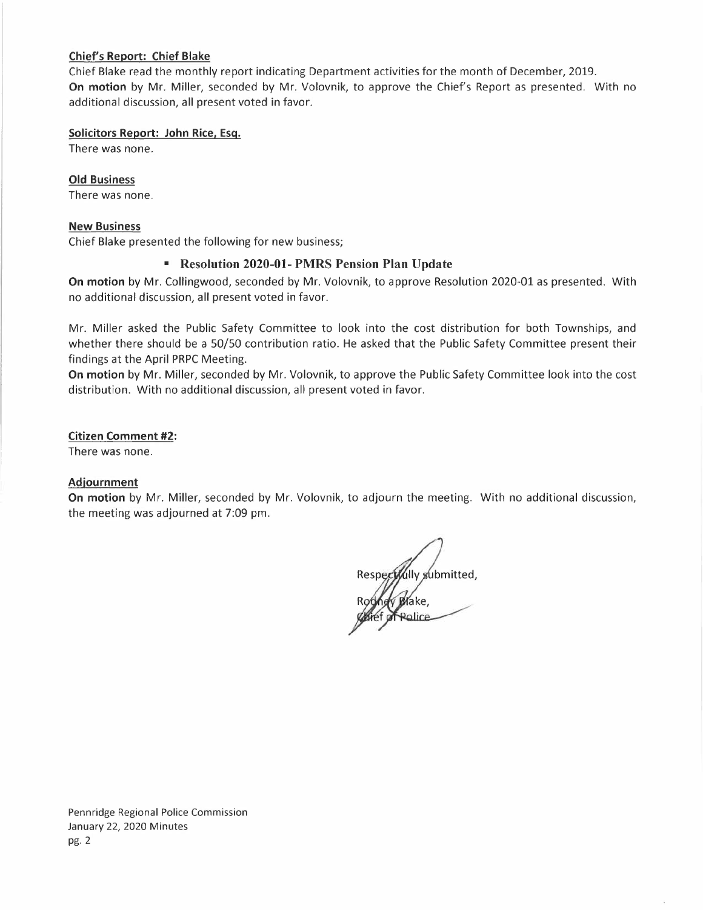**Chief's Report: Chief Blake**

Chief Blake read the monthly report indicating Department activities for the month of December, 2019.

**On motion** by Mr. Miller, seconded by Mr. Volovnik, to approve the Chief's Report as presented. With no additional discussion, all present voted in favor.

**Solicitors Report: John Rice, Esq.**

There was none.

**Old Business**

There was none.

**New Business**

Chief Blake presented the following for new business;

- **Resolution 2020-01- PMRS Pension Plan Update**

**On motion** by Mr. Collingwood, seconded by Mr. Volovnik, to approve Resolution 2020-01 as presented. With no additional discussion, all present voted in favor.

Mr. Miller asked the Public Safety Committee to look into the cost distribution for both Townships, and whether there should be a 50/50 contribution ratio. He asked that the Public Safety Committee present their findings at the April PRPC Meeting.

**On motion** by Mr. Miller, seconded by Mr. Volovnik, to approve the Public Safety Committee look into the cost distribution. With no additional discussion, all present voted in favor.

**Citizen Comment #2:**

There was none.

**Adjournment**

**On motion** by Mr. Miller, seconded by Mr. Volovnik, to adjourn the meeting. With no additional discussion, the meeting was adjourned at 7:09 pm.

Respectfully submitted,

Rodney Blake,
Chief of Police

Pennridge Regional Police Commission
January 22, 2020 Minutes